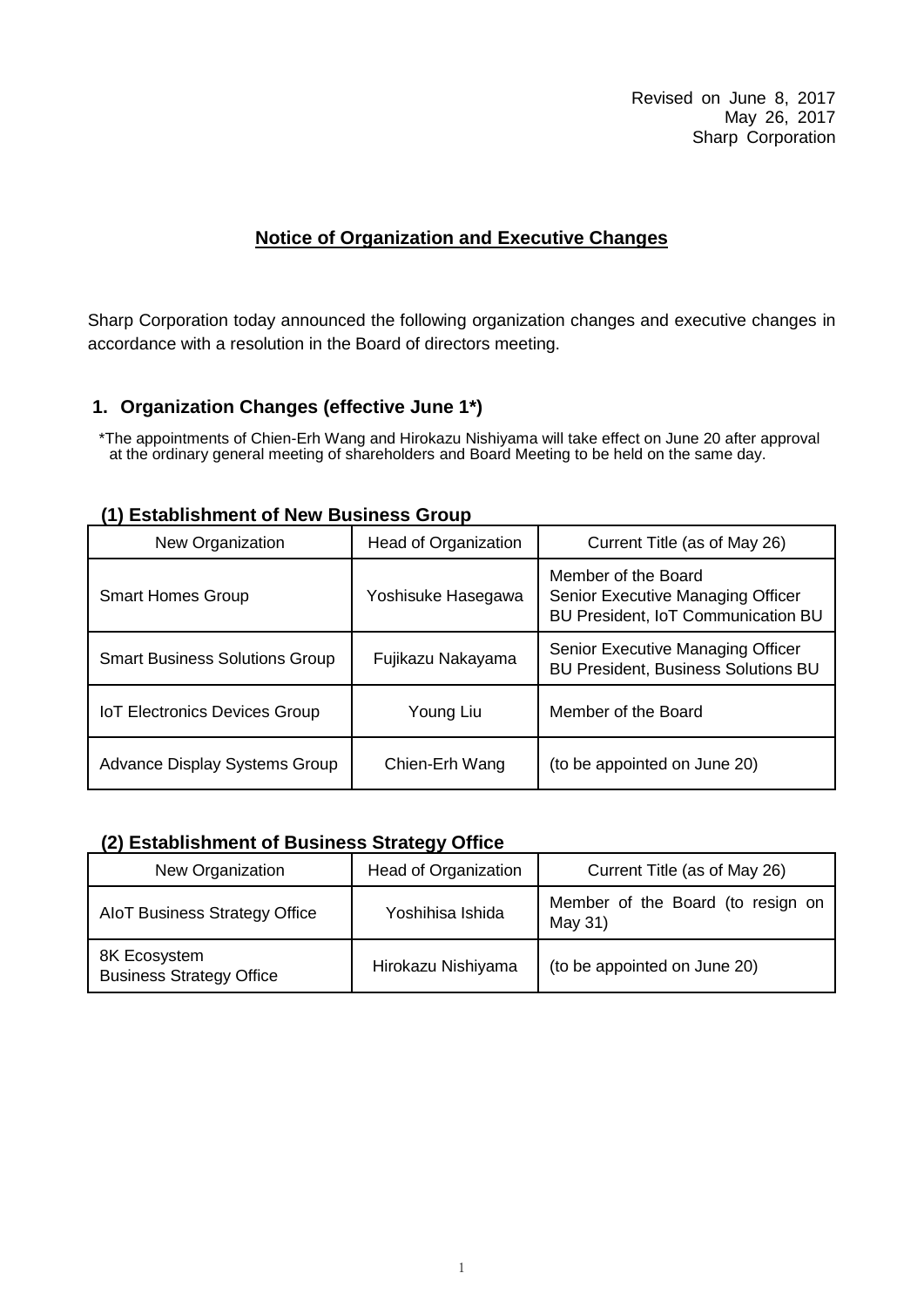Revised on June 8, 2017
May 26, 2017
Sharp Corporation

# Notice of Organization and Executive Changes

Sharp Corporation today announced the following organization changes and executive changes in accordance with a resolution in the Board of directors meeting.

## 1. Organization Changes (effective June 1*)

*The appointments of Chien-Erh Wang and Hirokazu Nishiyama will take effect on June 20 after approval at the ordinary general meeting of shareholders and Board Meeting to be held on the same day.

### (1) Establishment of New Business Group

| New Organization | Head of Organization | Current Title (as of May 26) |
|---|---|---|
| Smart Homes Group | Yoshisuke Hasegawa | Member of the Board<br>Senior Executive Managing Officer<br>BU President, IoT Communication BU |
| Smart Business Solutions Group | Fujikazu Nakayama | Senior Executive Managing Officer<br>BU President, Business Solutions BU |
| IoT Electronics Devices Group | Young Liu | Member of the Board |
| Advance Display Systems Group | Chien-Erh Wang | (to be appointed on June 20) |

### (2) Establishment of Business Strategy Office

| New Organization | Head of Organization | Current Title (as of May 26) |
|---|---|---|
| AIoT Business Strategy Office | Yoshihisa Ishida | Member of the Board (to resign on May 31) |
| 8K Ecosystem<br>Business Strategy Office | Hirokazu Nishiyama | (to be appointed on June 20) |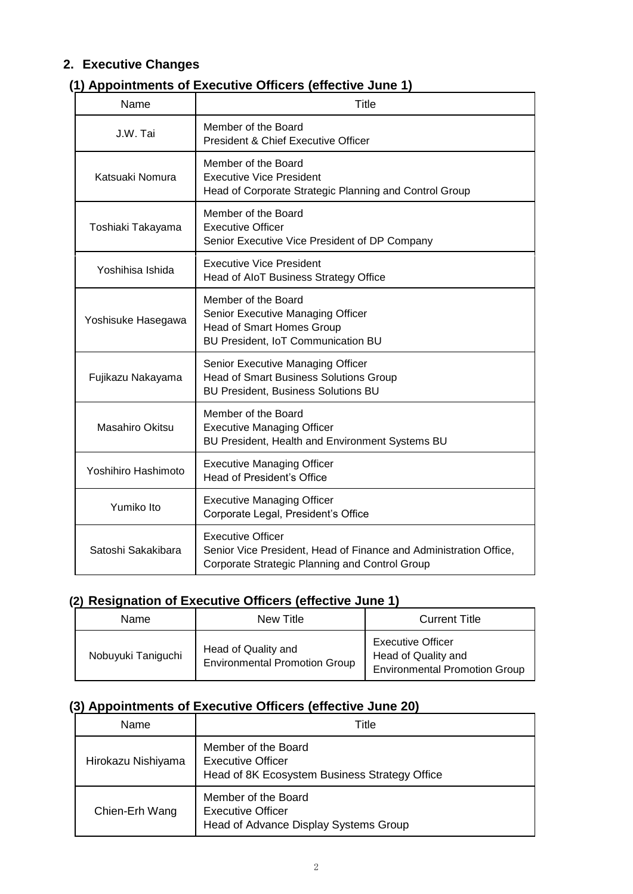## 2. Executive Changes

### (1) Appointments of Executive Officers (effective June 1)

| Name | Title |
|---|---|
| J.W. Tai | Member of the Board<br>President & Chief Executive Officer |
| Katsuaki Nomura | Member of the Board<br>Executive Vice President<br>Head of Corporate Strategic Planning and Control Group |
| Toshiaki Takayama | Member of the Board<br>Executive Officer<br>Senior Executive Vice President of DP Company |
| Yoshihisa Ishida | Executive Vice President<br>Head of AIoT Business Strategy Office |
| Yoshisuke Hasegawa | Member of the Board<br>Senior Executive Managing Officer<br>Head of Smart Homes Group<br>BU President, IoT Communication BU |
| Fujikazu Nakayama | Senior Executive Managing Officer<br>Head of Smart Business Solutions Group<br>BU President, Business Solutions BU |
| Masahiro Okitsu | Member of the Board<br>Executive Managing Officer<br>BU President, Health and Environment Systems BU |
| Yoshihiro Hashimoto | Executive Managing Officer<br>Head of President's Office |
| Yumiko Ito | Executive Managing Officer<br>Corporate Legal, President's Office |
| Satoshi Sakakibara | Executive Officer<br>Senior Vice President, Head of Finance and Administration Office, Corporate Strategic Planning and Control Group |

### (2) Resignation of Executive Officers (effective June 1)

| Name | New Title | Current Title |
|---|---|---|
| Nobuyuki Taniguchi | Head of Quality and Environmental Promotion Group | Executive Officer<br>Head of Quality and Environmental Promotion Group |

### (3) Appointments of Executive Officers (effective June 20)

| Name | Title |
|---|---|
| Hirokazu Nishiyama | Member of the Board<br>Executive Officer<br>Head of 8K Ecosystem Business Strategy Office |
| Chien-Erh Wang | Member of the Board<br>Executive Officer<br>Head of Advance Display Systems Group |